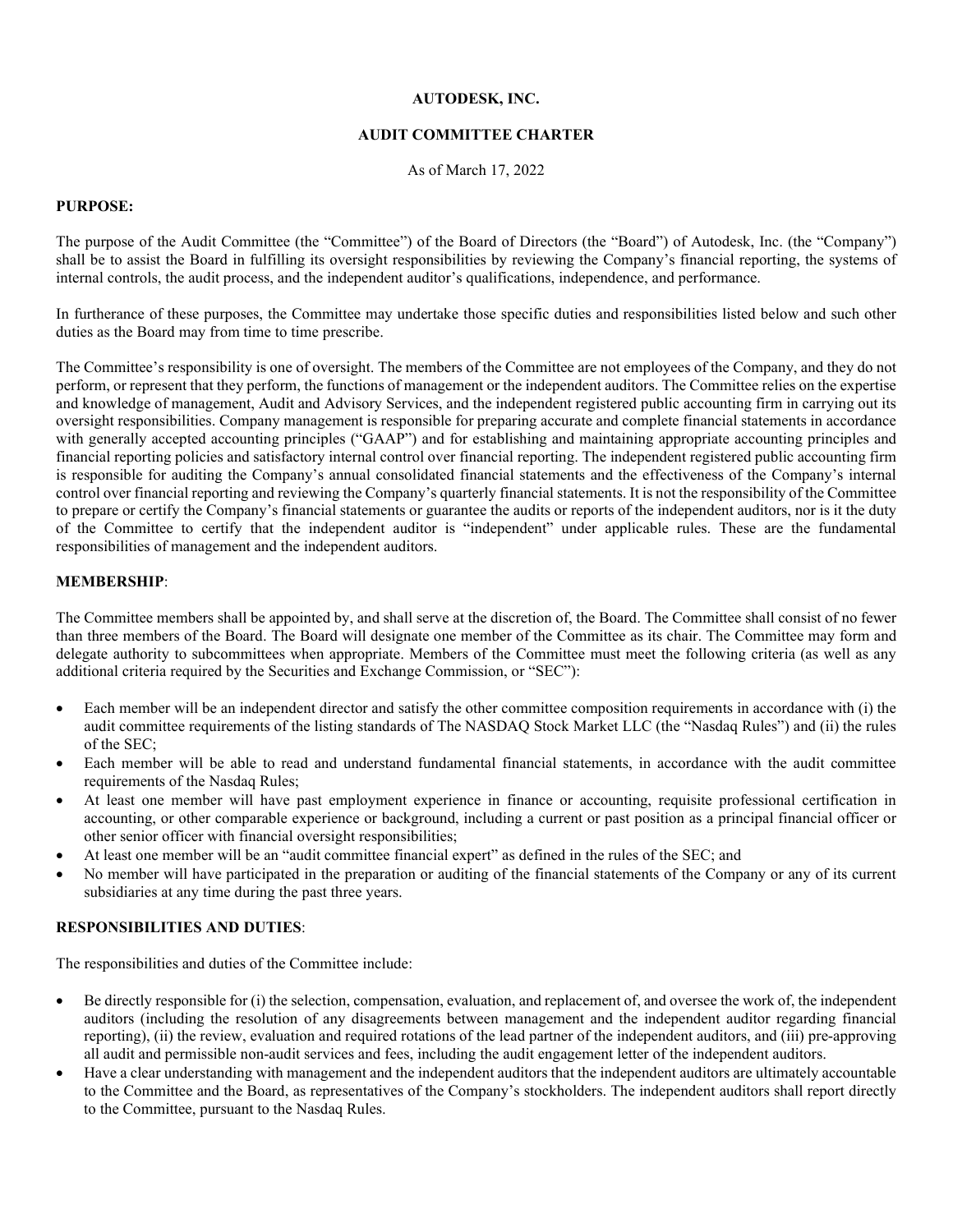# AUTODESK, INC.

## AUDIT COMMITTEE CHARTER

As of March 17, 2022

**PURPOSE:**

The purpose of the Audit Committee (the "Committee") of the Board of Directors (the "Board") of Autodesk, Inc. (the "Company") shall be to assist the Board in fulfilling its oversight responsibilities by reviewing the Company's financial reporting, the systems of internal controls, the audit process, and the independent auditor's qualifications, independence, and performance.

In furtherance of these purposes, the Committee may undertake those specific duties and responsibilities listed below and such other duties as the Board may from time to time prescribe.

The Committee's responsibility is one of oversight. The members of the Committee are not employees of the Company, and they do not perform, or represent that they perform, the functions of management or the independent auditors. The Committee relies on the expertise and knowledge of management, Audit and Advisory Services, and the independent registered public accounting firm in carrying out its oversight responsibilities. Company management is responsible for preparing accurate and complete financial statements in accordance with generally accepted accounting principles ("GAAP") and for establishing and maintaining appropriate accounting principles and financial reporting policies and satisfactory internal control over financial reporting. The independent registered public accounting firm is responsible for auditing the Company's annual consolidated financial statements and the effectiveness of the Company's internal control over financial reporting and reviewing the Company's quarterly financial statements. It is not the responsibility of the Committee to prepare or certify the Company's financial statements or guarantee the audits or reports of the independent auditors, nor is it the duty of the Committee to certify that the independent auditor is "independent" under applicable rules. These are the fundamental responsibilities of management and the independent auditors.

**MEMBERSHIP**:

The Committee members shall be appointed by, and shall serve at the discretion of, the Board. The Committee shall consist of no fewer than three members of the Board. The Board will designate one member of the Committee as its chair. The Committee may form and delegate authority to subcommittees when appropriate. Members of the Committee must meet the following criteria (as well as any additional criteria required by the Securities and Exchange Commission, or "SEC"):

- Each member will be an independent director and satisfy the other committee composition requirements in accordance with (i) the audit committee requirements of the listing standards of The NASDAQ Stock Market LLC (the "Nasdaq Rules") and (ii) the rules of the SEC;
- Each member will be able to read and understand fundamental financial statements, in accordance with the audit committee requirements of the Nasdaq Rules;
- At least one member will have past employment experience in finance or accounting, requisite professional certification in accounting, or other comparable experience or background, including a current or past position as a principal financial officer or other senior officer with financial oversight responsibilities;
- At least one member will be an "audit committee financial expert" as defined in the rules of the SEC; and
- No member will have participated in the preparation or auditing of the financial statements of the Company or any of its current subsidiaries at any time during the past three years.

**RESPONSIBILITIES AND DUTIES**:

The responsibilities and duties of the Committee include:

- Be directly responsible for (i) the selection, compensation, evaluation, and replacement of, and oversee the work of, the independent auditors (including the resolution of any disagreements between management and the independent auditor regarding financial reporting), (ii) the review, evaluation and required rotations of the lead partner of the independent auditors, and (iii) pre-approving all audit and permissible non-audit services and fees, including the audit engagement letter of the independent auditors.
- Have a clear understanding with management and the independent auditors that the independent auditors are ultimately accountable to the Committee and the Board, as representatives of the Company's stockholders. The independent auditors shall report directly to the Committee, pursuant to the Nasdaq Rules.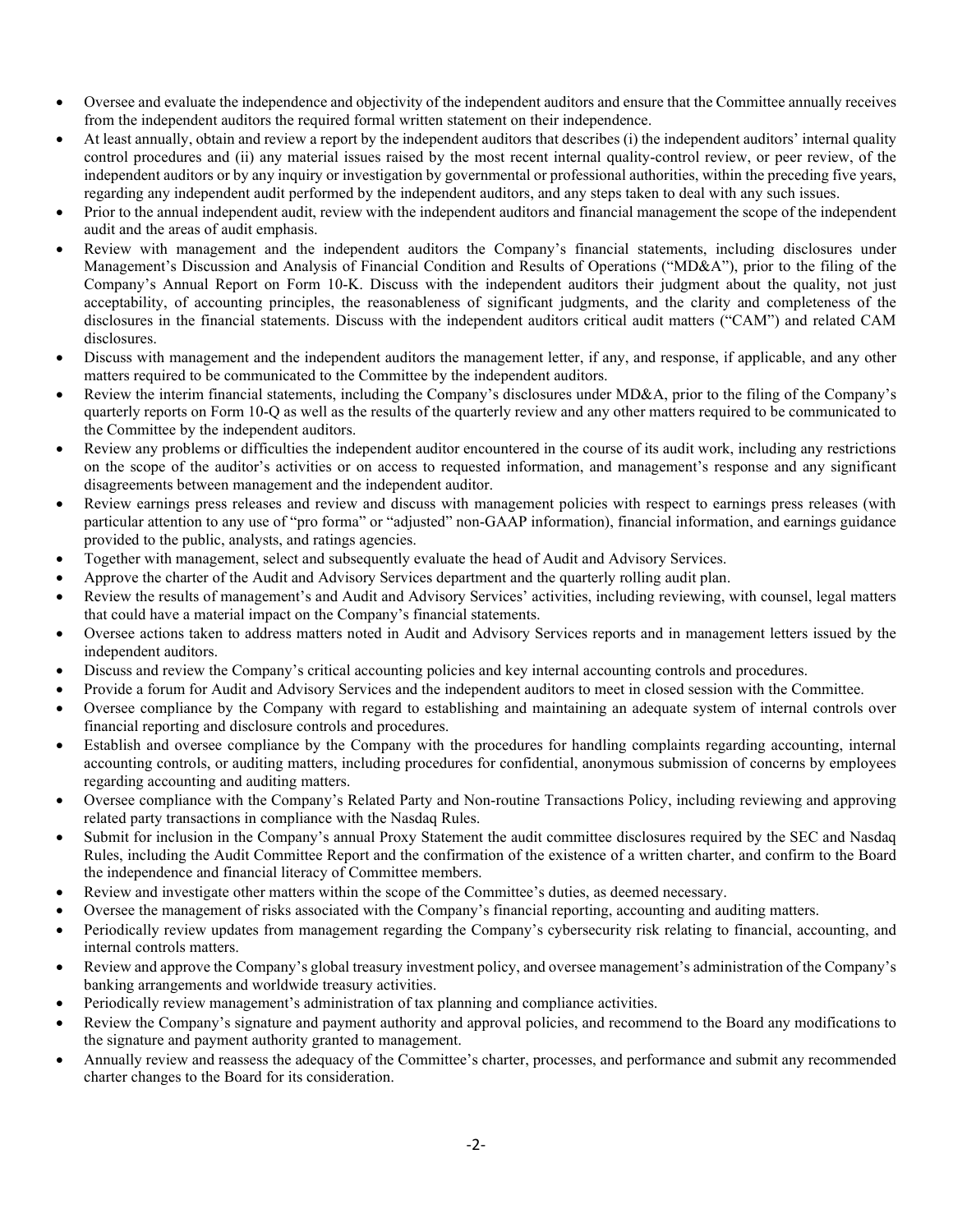- Oversee and evaluate the independence and objectivity of the independent auditors and ensure that the Committee annually receives from the independent auditors the required formal written statement on their independence.
- At least annually, obtain and review a report by the independent auditors that describes (i) the independent auditors' internal quality control procedures and (ii) any material issues raised by the most recent internal quality-control review, or peer review, of the independent auditors or by any inquiry or investigation by governmental or professional authorities, within the preceding five years, regarding any independent audit performed by the independent auditors, and any steps taken to deal with any such issues.
- Prior to the annual independent audit, review with the independent auditors and financial management the scope of the independent audit and the areas of audit emphasis.
- Review with management and the independent auditors the Company's financial statements, including disclosures under Management's Discussion and Analysis of Financial Condition and Results of Operations ("MD&A"), prior to the filing of the Company's Annual Report on Form 10-K. Discuss with the independent auditors their judgment about the quality, not just acceptability, of accounting principles, the reasonableness of significant judgments, and the clarity and completeness of the disclosures in the financial statements. Discuss with the independent auditors critical audit matters ("CAM") and related CAM disclosures.
- Discuss with management and the independent auditors the management letter, if any, and response, if applicable, and any other matters required to be communicated to the Committee by the independent auditors.
- Review the interim financial statements, including the Company's disclosures under MD&A, prior to the filing of the Company's quarterly reports on Form 10-Q as well as the results of the quarterly review and any other matters required to be communicated to the Committee by the independent auditors.
- Review any problems or difficulties the independent auditor encountered in the course of its audit work, including any restrictions on the scope of the auditor's activities or on access to requested information, and management's response and any significant disagreements between management and the independent auditor.
- Review earnings press releases and review and discuss with management policies with respect to earnings press releases (with particular attention to any use of "pro forma" or "adjusted" non-GAAP information), financial information, and earnings guidance provided to the public, analysts, and ratings agencies.
- Together with management, select and subsequently evaluate the head of Audit and Advisory Services.
- Approve the charter of the Audit and Advisory Services department and the quarterly rolling audit plan.
- Review the results of management's and Audit and Advisory Services' activities, including reviewing, with counsel, legal matters that could have a material impact on the Company's financial statements.
- Oversee actions taken to address matters noted in Audit and Advisory Services reports and in management letters issued by the independent auditors.
- Discuss and review the Company's critical accounting policies and key internal accounting controls and procedures.
- Provide a forum for Audit and Advisory Services and the independent auditors to meet in closed session with the Committee.
- Oversee compliance by the Company with regard to establishing and maintaining an adequate system of internal controls over financial reporting and disclosure controls and procedures.
- Establish and oversee compliance by the Company with the procedures for handling complaints regarding accounting, internal accounting controls, or auditing matters, including procedures for confidential, anonymous submission of concerns by employees regarding accounting and auditing matters.
- Oversee compliance with the Company's Related Party and Non-routine Transactions Policy, including reviewing and approving related party transactions in compliance with the Nasdaq Rules.
- Submit for inclusion in the Company's annual Proxy Statement the audit committee disclosures required by the SEC and Nasdaq Rules, including the Audit Committee Report and the confirmation of the existence of a written charter, and confirm to the Board the independence and financial literacy of Committee members.
- Review and investigate other matters within the scope of the Committee's duties, as deemed necessary.
- Oversee the management of risks associated with the Company's financial reporting, accounting and auditing matters.
- Periodically review updates from management regarding the Company's cybersecurity risk relating to financial, accounting, and internal controls matters.
- Review and approve the Company's global treasury investment policy, and oversee management's administration of the Company's banking arrangements and worldwide treasury activities.
- Periodically review management's administration of tax planning and compliance activities.
- Review the Company's signature and payment authority and approval policies, and recommend to the Board any modifications to the signature and payment authority granted to management.
- Annually review and reassess the adequacy of the Committee's charter, processes, and performance and submit any recommended charter changes to the Board for its consideration.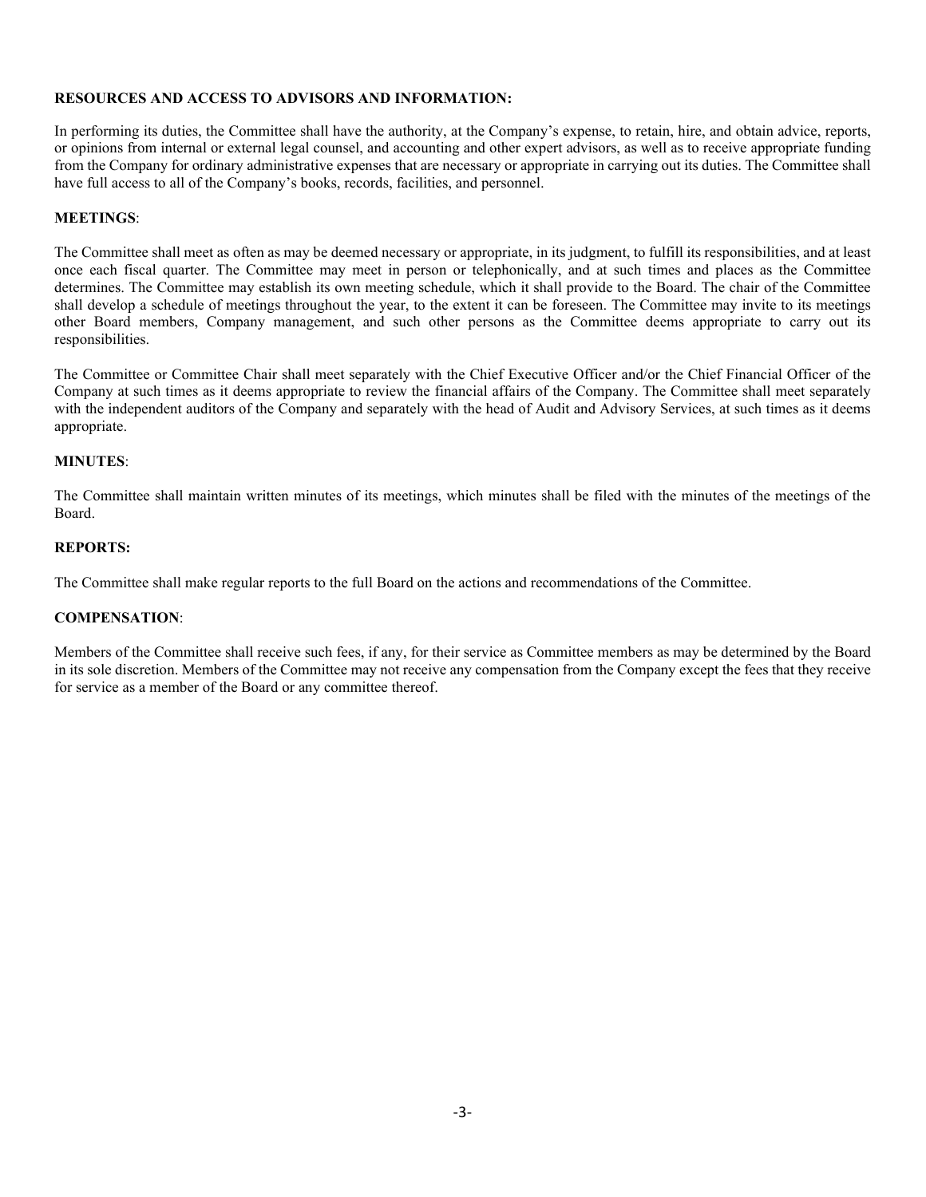**RESOURCES AND ACCESS TO ADVISORS AND INFORMATION:**

In performing its duties, the Committee shall have the authority, at the Company's expense, to retain, hire, and obtain advice, reports, or opinions from internal or external legal counsel, and accounting and other expert advisors, as well as to receive appropriate funding from the Company for ordinary administrative expenses that are necessary or appropriate in carrying out its duties. The Committee shall have full access to all of the Company's books, records, facilities, and personnel.

**MEETINGS**:

The Committee shall meet as often as may be deemed necessary or appropriate, in its judgment, to fulfill its responsibilities, and at least once each fiscal quarter. The Committee may meet in person or telephonically, and at such times and places as the Committee determines. The Committee may establish its own meeting schedule, which it shall provide to the Board. The chair of the Committee shall develop a schedule of meetings throughout the year, to the extent it can be foreseen. The Committee may invite to its meetings other Board members, Company management, and such other persons as the Committee deems appropriate to carry out its responsibilities.

The Committee or Committee Chair shall meet separately with the Chief Executive Officer and/or the Chief Financial Officer of the Company at such times as it deems appropriate to review the financial affairs of the Company. The Committee shall meet separately with the independent auditors of the Company and separately with the head of Audit and Advisory Services, at such times as it deems appropriate.

**MINUTES**:

The Committee shall maintain written minutes of its meetings, which minutes shall be filed with the minutes of the meetings of the Board.

**REPORTS:**

The Committee shall make regular reports to the full Board on the actions and recommendations of the Committee.

**COMPENSATION**:

Members of the Committee shall receive such fees, if any, for their service as Committee members as may be determined by the Board in its sole discretion. Members of the Committee may not receive any compensation from the Company except the fees that they receive for service as a member of the Board or any committee thereof.